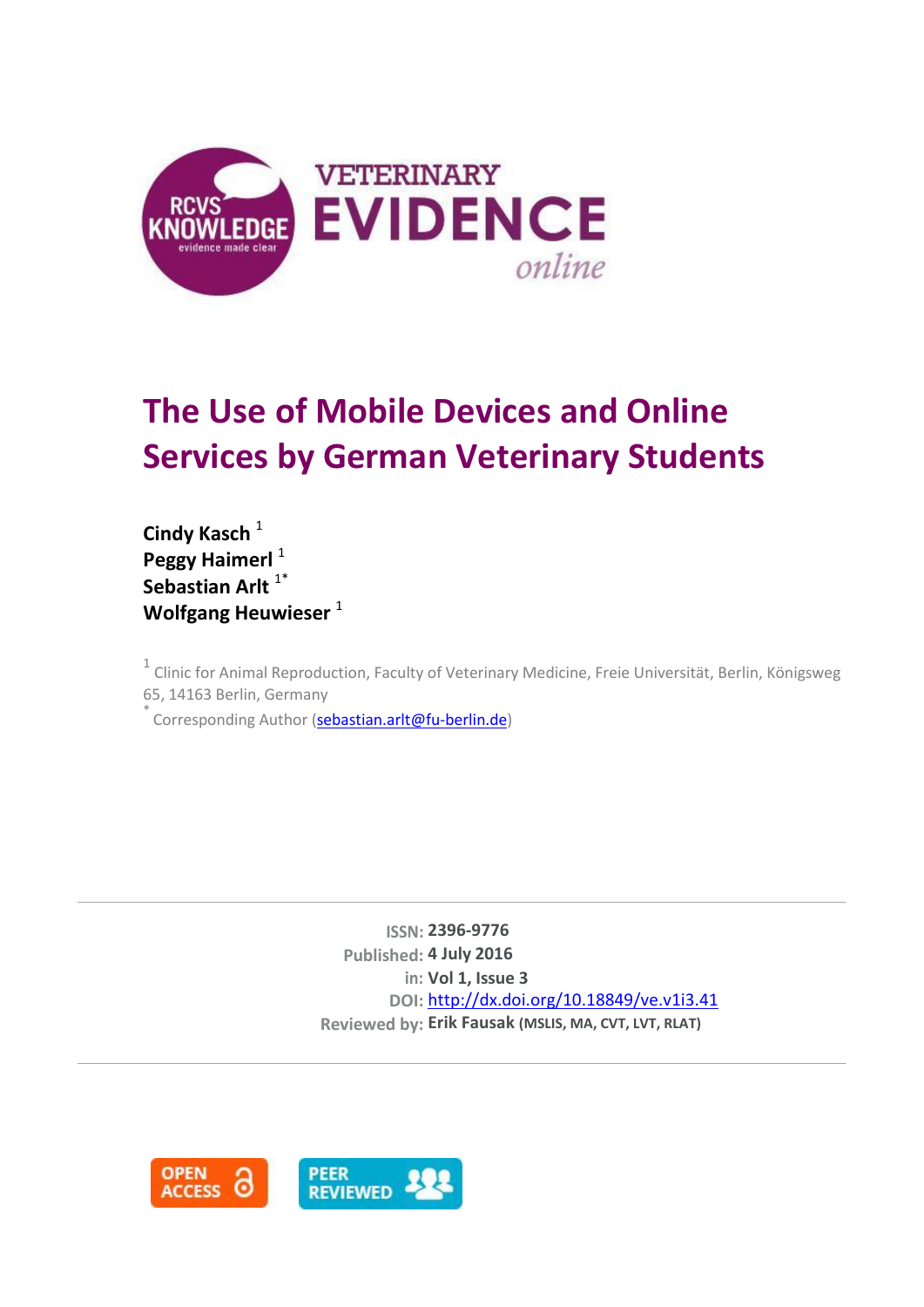# The Use of Mobile Devices and Online Services by German Veterinary Students

**Cindy Kasch** [1]
**Peggy Haimerl** [1]
**Sebastian Arlt** [1*]
**Wolfgang Heuwieser** [1]

[1] Clinic for Animal Reproduction, Faculty of Veterinary Medicine, Freie Universität, Berlin, Königsweg 65, 14163 Berlin, Germany

[*] Corresponding Author (sebastian.arlt@fu-berlin.de)

ISSN: **2396-9776**
Published: **4 July 2016**
in: **Vol 1, Issue 3**
DOI: http://dx.doi.org/10.18849/ve.v1i3.41
Reviewed by: **Erik Fausak (MSLIS, MA, CVT, LVT, RLAT)**

OPEN ACCESS

PEER REVIEWED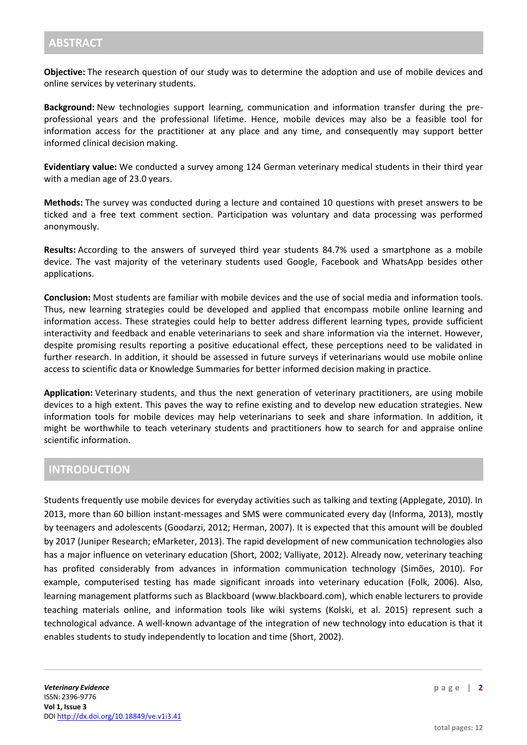## ABSTRACT

**Objective:** The research question of our study was to determine the adoption and use of mobile devices and online services by veterinary students.

**Background:** New technologies support learning, communication and information transfer during the pre-professional years and the professional lifetime. Hence, mobile devices may also be a feasible tool for information access for the practitioner at any place and any time, and consequently may support better informed clinical decision making.

**Evidentiary value:** We conducted a survey among 124 German veterinary medical students in their third year with a median age of 23.0 years.

**Methods:** The survey was conducted during a lecture and contained 10 questions with preset answers to be ticked and a free text comment section. Participation was voluntary and data processing was performed anonymously.

**Results:** According to the answers of surveyed third year students 84.7% used a smartphone as a mobile device. The vast majority of the veterinary students used Google, Facebook and WhatsApp besides other applications.

**Conclusion:** Most students are familiar with mobile devices and the use of social media and information tools. Thus, new learning strategies could be developed and applied that encompass mobile online learning and information access. These strategies could help to better address different learning types, provide sufficient interactivity and feedback and enable veterinarians to seek and share information via the internet. However, despite promising results reporting a positive educational effect, these perceptions need to be validated in further research. In addition, it should be assessed in future surveys if veterinarians would use mobile online access to scientific data or Knowledge Summaries for better informed decision making in practice.

**Application:** Veterinary students, and thus the next generation of veterinary practitioners, are using mobile devices to a high extent. This paves the way to refine existing and to develop new education strategies. New information tools for mobile devices may help veterinarians to seek and share information. In addition, it might be worthwhile to teach veterinary students and practitioners how to search for and appraise online scientific information.

## INTRODUCTION

Students frequently use mobile devices for everyday activities such as talking and texting (Applegate, 2010). In 2013, more than 60 billion instant-messages and SMS were communicated every day (Informa, 2013), mostly by teenagers and adolescents (Goodarzi, 2012; Herman, 2007). It is expected that this amount will be doubled by 2017 (Juniper Research; eMarketer, 2013). The rapid development of new communication technologies also has a major influence on veterinary education (Short, 2002; Valliyate, 2012). Already now, veterinary teaching has profited considerably from advances in information communication technology (Simões, 2010). For example, computerised testing has made significant inroads into veterinary education (Folk, 2006). Also, learning management platforms such as Blackboard (www.blackboard.com), which enable lecturers to provide teaching materials online, and information tools like wiki systems (Kolski, et al. 2015) represent such a technological advance. A well-known advantage of the integration of new technology into education is that it enables students to study independently to location and time (Short, 2002).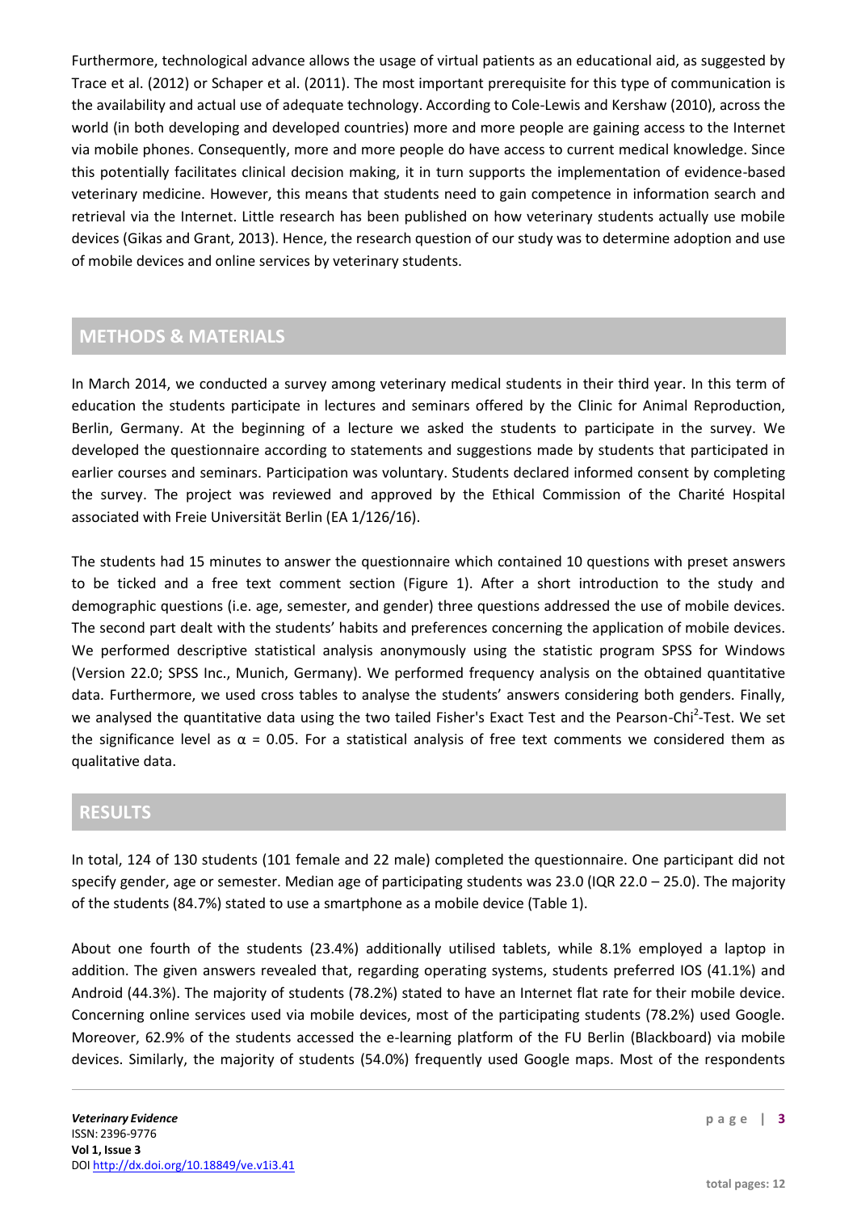Furthermore, technological advance allows the usage of virtual patients as an educational aid, as suggested by Trace et al. (2012) or Schaper et al. (2011). The most important prerequisite for this type of communication is the availability and actual use of adequate technology. According to Cole-Lewis and Kershaw (2010), across the world (in both developing and developed countries) more and more people are gaining access to the Internet via mobile phones. Consequently, more and more people do have access to current medical knowledge. Since this potentially facilitates clinical decision making, it in turn supports the implementation of evidence-based veterinary medicine. However, this means that students need to gain competence in information search and retrieval via the Internet. Little research has been published on how veterinary students actually use mobile devices (Gikas and Grant, 2013). Hence, the research question of our study was to determine adoption and use of mobile devices and online services by veterinary students.

## METHODS & MATERIALS

In March 2014, we conducted a survey among veterinary medical students in their third year. In this term of education the students participate in lectures and seminars offered by the Clinic for Animal Reproduction, Berlin, Germany. At the beginning of a lecture we asked the students to participate in the survey. We developed the questionnaire according to statements and suggestions made by students that participated in earlier courses and seminars. Participation was voluntary. Students declared informed consent by completing the survey. The project was reviewed and approved by the Ethical Commission of the Charité Hospital associated with Freie Universität Berlin (EA 1/126/16).

The students had 15 minutes to answer the questionnaire which contained 10 questions with preset answers to be ticked and a free text comment section (Figure 1). After a short introduction to the study and demographic questions (i.e. age, semester, and gender) three questions addressed the use of mobile devices. The second part dealt with the students' habits and preferences concerning the application of mobile devices. We performed descriptive statistical analysis anonymously using the statistic program SPSS for Windows (Version 22.0; SPSS Inc., Munich, Germany). We performed frequency analysis on the obtained quantitative data. Furthermore, we used cross tables to analyse the students' answers considering both genders. Finally, we analysed the quantitative data using the two tailed Fisher's Exact Test and the Pearson-Chi$^2$-Test. We set the significance level as $\alpha = 0.05$. For a statistical analysis of free text comments we considered them as qualitative data.

## RESULTS

In total, 124 of 130 students (101 female and 22 male) completed the questionnaire. One participant did not specify gender, age or semester. Median age of participating students was 23.0 (IQR 22.0 – 25.0). The majority of the students (84.7%) stated to use a smartphone as a mobile device (Table 1).

About one fourth of the students (23.4%) additionally utilised tablets, while 8.1% employed a laptop in addition. The given answers revealed that, regarding operating systems, students preferred IOS (41.1%) and Android (44.3%). The majority of students (78.2%) stated to have an Internet flat rate for their mobile device. Concerning online services used via mobile devices, most of the participating students (78.2%) used Google. Moreover, 62.9% of the students accessed the e-learning platform of the FU Berlin (Blackboard) via mobile devices. Similarly, the majority of students (54.0%) frequently used Google maps. Most of the respondents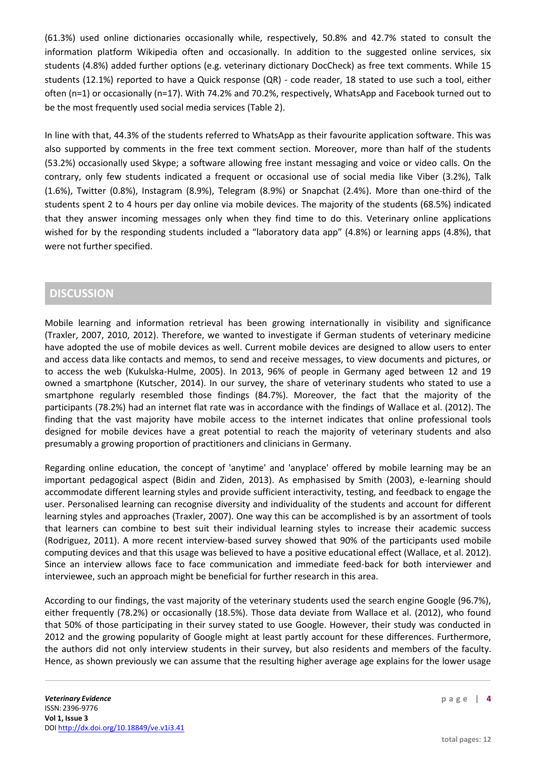(61.3%) used online dictionaries occasionally while, respectively, 50.8% and 42.7% stated to consult the information platform Wikipedia often and occasionally. In addition to the suggested online services, six students (4.8%) added further options (e.g. veterinary dictionary DocCheck) as free text comments. While 15 students (12.1%) reported to have a Quick response (QR) - code reader, 18 stated to use such a tool, either often (n=1) or occasionally (n=17). With 74.2% and 70.2%, respectively, WhatsApp and Facebook turned out to be the most frequently used social media services (Table 2).

In line with that, 44.3% of the students referred to WhatsApp as their favourite application software. This was also supported by comments in the free text comment section. Moreover, more than half of the students (53.2%) occasionally used Skype; a software allowing free instant messaging and voice or video calls. On the contrary, only few students indicated a frequent or occasional use of social media like Viber (3.2%), Talk (1.6%), Twitter (0.8%), Instagram (8.9%), Telegram (8.9%) or Snapchat (2.4%). More than one-third of the students spent 2 to 4 hours per day online via mobile devices. The majority of the students (68.5%) indicated that they answer incoming messages only when they find time to do this. Veterinary online applications wished for by the responding students included a "laboratory data app" (4.8%) or learning apps (4.8%), that were not further specified.

## DISCUSSION

Mobile learning and information retrieval has been growing internationally in visibility and significance (Traxler, 2007, 2010, 2012). Therefore, we wanted to investigate if German students of veterinary medicine have adopted the use of mobile devices as well. Current mobile devices are designed to allow users to enter and access data like contacts and memos, to send and receive messages, to view documents and pictures, or to access the web (Kukulska-Hulme, 2005). In 2013, 96% of people in Germany aged between 12 and 19 owned a smartphone (Kutscher, 2014). In our survey, the share of veterinary students who stated to use a smartphone regularly resembled those findings (84.7%). Moreover, the fact that the majority of the participants (78.2%) had an internet flat rate was in accordance with the findings of Wallace et al. (2012). The finding that the vast majority have mobile access to the internet indicates that online professional tools designed for mobile devices have a great potential to reach the majority of veterinary students and also presumably a growing proportion of practitioners and clinicians in Germany.

Regarding online education, the concept of 'anytime' and 'anyplace' offered by mobile learning may be an important pedagogical aspect (Bidin and Ziden, 2013). As emphasised by Smith (2003), e-learning should accommodate different learning styles and provide sufficient interactivity, testing, and feedback to engage the user. Personalised learning can recognise diversity and individuality of the students and account for different learning styles and approaches (Traxler, 2007). One way this can be accomplished is by an assortment of tools that learners can combine to best suit their individual learning styles to increase their academic success (Rodriguez, 2011). A more recent interview-based survey showed that 90% of the participants used mobile computing devices and that this usage was believed to have a positive educational effect (Wallace, et al. 2012). Since an interview allows face to face communication and immediate feed-back for both interviewer and interviewee, such an approach might be beneficial for further research in this area.

According to our findings, the vast majority of the veterinary students used the search engine Google (96.7%), either frequently (78.2%) or occasionally (18.5%). Those data deviate from Wallace et al. (2012), who found that 50% of those participating in their survey stated to use Google. However, their study was conducted in 2012 and the growing popularity of Google might at least partly account for these differences. Furthermore, the authors did not only interview students in their survey, but also residents and members of the faculty. Hence, as shown previously we can assume that the resulting higher average age explains for the lower usage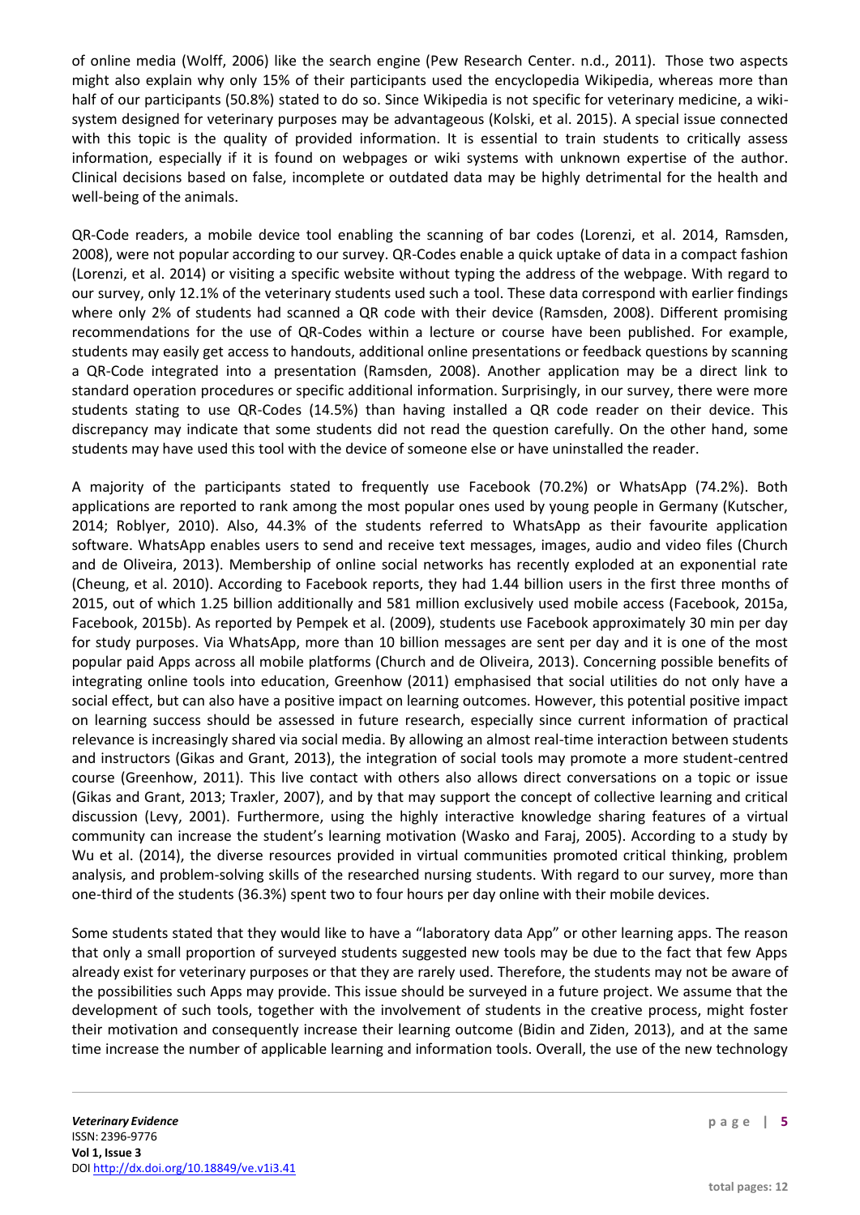of online media (Wolff, 2006) like the search engine (Pew Research Center. n.d., 2011). Those two aspects might also explain why only 15% of their participants used the encyclopedia Wikipedia, whereas more than half of our participants (50.8%) stated to do so. Since Wikipedia is not specific for veterinary medicine, a wiki-system designed for veterinary purposes may be advantageous (Kolski, et al. 2015). A special issue connected with this topic is the quality of provided information. It is essential to train students to critically assess information, especially if it is found on webpages or wiki systems with unknown expertise of the author. Clinical decisions based on false, incomplete or outdated data may be highly detrimental for the health and well-being of the animals.

QR-Code readers, a mobile device tool enabling the scanning of bar codes (Lorenzi, et al. 2014, Ramsden, 2008), were not popular according to our survey. QR-Codes enable a quick uptake of data in a compact fashion (Lorenzi, et al. 2014) or visiting a specific website without typing the address of the webpage. With regard to our survey, only 12.1% of the veterinary students used such a tool. These data correspond with earlier findings where only 2% of students had scanned a QR code with their device (Ramsden, 2008). Different promising recommendations for the use of QR-Codes within a lecture or course have been published. For example, students may easily get access to handouts, additional online presentations or feedback questions by scanning a QR-Code integrated into a presentation (Ramsden, 2008). Another application may be a direct link to standard operation procedures or specific additional information. Surprisingly, in our survey, there were more students stating to use QR-Codes (14.5%) than having installed a QR code reader on their device. This discrepancy may indicate that some students did not read the question carefully. On the other hand, some students may have used this tool with the device of someone else or have uninstalled the reader.

A majority of the participants stated to frequently use Facebook (70.2%) or WhatsApp (74.2%). Both applications are reported to rank among the most popular ones used by young people in Germany (Kutscher, 2014; Roblyer, 2010). Also, 44.3% of the students referred to WhatsApp as their favourite application software. WhatsApp enables users to send and receive text messages, images, audio and video files (Church and de Oliveira, 2013). Membership of online social networks has recently exploded at an exponential rate (Cheung, et al. 2010). According to Facebook reports, they had 1.44 billion users in the first three months of 2015, out of which 1.25 billion additionally and 581 million exclusively used mobile access (Facebook, 2015a, Facebook, 2015b). As reported by Pempek et al. (2009), students use Facebook approximately 30 min per day for study purposes. Via WhatsApp, more than 10 billion messages are sent per day and it is one of the most popular paid Apps across all mobile platforms (Church and de Oliveira, 2013). Concerning possible benefits of integrating online tools into education, Greenhow (2011) emphasised that social utilities do not only have a social effect, but can also have a positive impact on learning outcomes. However, this potential positive impact on learning success should be assessed in future research, especially since current information of practical relevance is increasingly shared via social media. By allowing an almost real-time interaction between students and instructors (Gikas and Grant, 2013), the integration of social tools may promote a more student-centred course (Greenhow, 2011). This live contact with others also allows direct conversations on a topic or issue (Gikas and Grant, 2013; Traxler, 2007), and by that may support the concept of collective learning and critical discussion (Levy, 2001). Furthermore, using the highly interactive knowledge sharing features of a virtual community can increase the student's learning motivation (Wasko and Faraj, 2005). According to a study by Wu et al. (2014), the diverse resources provided in virtual communities promoted critical thinking, problem analysis, and problem-solving skills of the researched nursing students. With regard to our survey, more than one-third of the students (36.3%) spent two to four hours per day online with their mobile devices.

Some students stated that they would like to have a "laboratory data App" or other learning apps. The reason that only a small proportion of surveyed students suggested new tools may be due to the fact that few Apps already exist for veterinary purposes or that they are rarely used. Therefore, the students may not be aware of the possibilities such Apps may provide. This issue should be surveyed in a future project. We assume that the development of such tools, together with the involvement of students in the creative process, might foster their motivation and consequently increase their learning outcome (Bidin and Ziden, 2013), and at the same time increase the number of applicable learning and information tools. Overall, the use of the new technology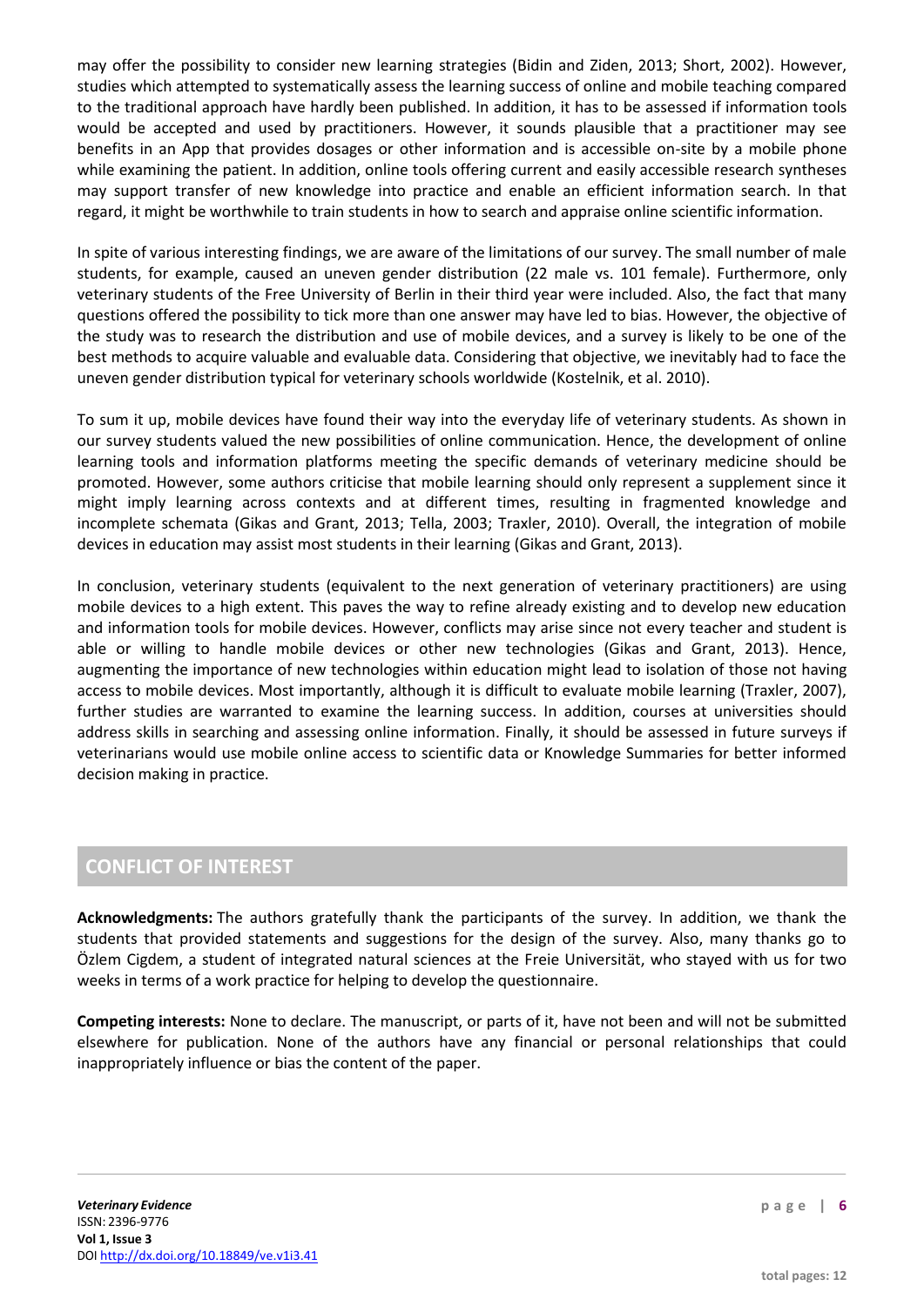may offer the possibility to consider new learning strategies (Bidin and Ziden, 2013; Short, 2002). However, studies which attempted to systematically assess the learning success of online and mobile teaching compared to the traditional approach have hardly been published. In addition, it has to be assessed if information tools would be accepted and used by practitioners. However, it sounds plausible that a practitioner may see benefits in an App that provides dosages or other information and is accessible on-site by a mobile phone while examining the patient. In addition, online tools offering current and easily accessible research syntheses may support transfer of new knowledge into practice and enable an efficient information search. In that regard, it might be worthwhile to train students in how to search and appraise online scientific information.

In spite of various interesting findings, we are aware of the limitations of our survey. The small number of male students, for example, caused an uneven gender distribution (22 male vs. 101 female). Furthermore, only veterinary students of the Free University of Berlin in their third year were included. Also, the fact that many questions offered the possibility to tick more than one answer may have led to bias. However, the objective of the study was to research the distribution and use of mobile devices, and a survey is likely to be one of the best methods to acquire valuable and evaluable data. Considering that objective, we inevitably had to face the uneven gender distribution typical for veterinary schools worldwide (Kostelnik, et al. 2010).

To sum it up, mobile devices have found their way into the everyday life of veterinary students. As shown in our survey students valued the new possibilities of online communication. Hence, the development of online learning tools and information platforms meeting the specific demands of veterinary medicine should be promoted. However, some authors criticise that mobile learning should only represent a supplement since it might imply learning across contexts and at different times, resulting in fragmented knowledge and incomplete schemata (Gikas and Grant, 2013; Tella, 2003; Traxler, 2010). Overall, the integration of mobile devices in education may assist most students in their learning (Gikas and Grant, 2013).

In conclusion, veterinary students (equivalent to the next generation of veterinary practitioners) are using mobile devices to a high extent. This paves the way to refine already existing and to develop new education and information tools for mobile devices. However, conflicts may arise since not every teacher and student is able or willing to handle mobile devices or other new technologies (Gikas and Grant, 2013). Hence, augmenting the importance of new technologies within education might lead to isolation of those not having access to mobile devices. Most importantly, although it is difficult to evaluate mobile learning (Traxler, 2007), further studies are warranted to examine the learning success. In addition, courses at universities should address skills in searching and assessing online information. Finally, it should be assessed in future surveys if veterinarians would use mobile online access to scientific data or Knowledge Summaries for better informed decision making in practice.

## CONFLICT OF INTEREST

**Acknowledgments:** The authors gratefully thank the participants of the survey. In addition, we thank the students that provided statements and suggestions for the design of the survey. Also, many thanks go to Özlem Cigdem, a student of integrated natural sciences at the Freie Universität, who stayed with us for two weeks in terms of a work practice for helping to develop the questionnaire.

**Competing interests:** None to declare. The manuscript, or parts of it, have not been and will not be submitted elsewhere for publication. None of the authors have any financial or personal relationships that could inappropriately influence or bias the content of the paper.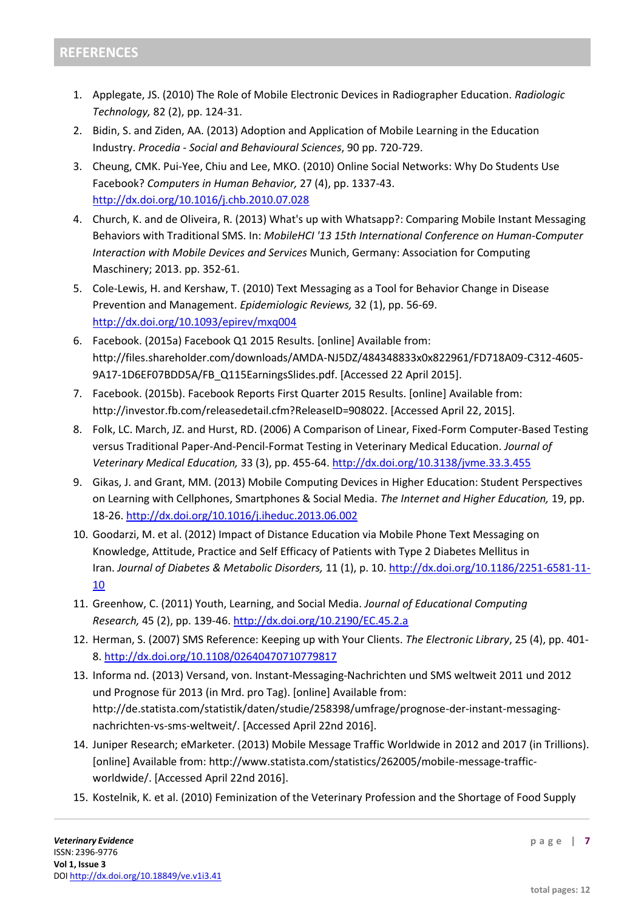## REFERENCES

1. Applegate, JS. (2010) The Role of Mobile Electronic Devices in Radiographer Education. *Radiologic Technology,* 82 (2), pp. 124-31.
2. Bidin, S. and Ziden, AA. (2013) Adoption and Application of Mobile Learning in the Education Industry. *Procedia - Social and Behavioural Sciences*, 90 pp. 720-729.
3. Cheung, CMK. Pui-Yee, Chiu and Lee, MKO. (2010) Online Social Networks: Why Do Students Use Facebook? *Computers in Human Behavior,* 27 (4), pp. 1337-43. http://dx.doi.org/10.1016/j.chb.2010.07.028
4. Church, K. and de Oliveira, R. (2013) What's up with Whatsapp?: Comparing Mobile Instant Messaging Behaviors with Traditional SMS. In: *MobileHCI '13 15th International Conference on Human-Computer Interaction with Mobile Devices and Services* Munich, Germany: Association for Computing Maschinery; 2013. pp. 352-61.
5. Cole-Lewis, H. and Kershaw, T. (2010) Text Messaging as a Tool for Behavior Change in Disease Prevention and Management. *Epidemiologic Reviews,* 32 (1), pp. 56-69. http://dx.doi.org/10.1093/epirev/mxq004
6. Facebook. (2015a) Facebook Q1 2015 Results. [online] Available from: http://files.shareholder.com/downloads/AMDA-NJ5DZ/484348833x0x822961/FD718A09-C312-4605-9A17-1D6EF07BDD5A/FB_Q115EarningsSlides.pdf. [Accessed 22 April 2015].
7. Facebook. (2015b). Facebook Reports First Quarter 2015 Results. [online] Available from: http://investor.fb.com/releasedetail.cfm?ReleaseID=908022. [Accessed April 22, 2015].
8. Folk, LC. March, JZ. and Hurst, RD. (2006) A Comparison of Linear, Fixed-Form Computer-Based Testing versus Traditional Paper-And-Pencil-Format Testing in Veterinary Medical Education. *Journal of Veterinary Medical Education,* 33 (3), pp. 455-64. http://dx.doi.org/10.3138/jvme.33.3.455
9. Gikas, J. and Grant, MM. (2013) Mobile Computing Devices in Higher Education: Student Perspectives on Learning with Cellphones, Smartphones & Social Media. *The Internet and Higher Education,* 19, pp. 18-26. http://dx.doi.org/10.1016/j.iheduc.2013.06.002
10. Goodarzi, M. et al. (2012) Impact of Distance Education via Mobile Phone Text Messaging on Knowledge, Attitude, Practice and Self Efficacy of Patients with Type 2 Diabetes Mellitus in Iran. *Journal of Diabetes & Metabolic Disorders,* 11 (1), p. 10. http://dx.doi.org/10.1186/2251-6581-11-10
11. Greenhow, C. (2011) Youth, Learning, and Social Media. *Journal of Educational Computing Research,* 45 (2), pp. 139-46. http://dx.doi.org/10.2190/EC.45.2.a
12. Herman, S. (2007) SMS Reference: Keeping up with Your Clients. *The Electronic Library*, 25 (4), pp. 401-8. http://dx.doi.org/10.1108/02640470710779817
13. Informa nd. (2013) Versand, von. Instant-Messaging-Nachrichten und SMS weltweit 2011 und 2012 und Prognose für 2013 (in Mrd. pro Tag). [online] Available from: http://de.statista.com/statistik/daten/studie/258398/umfrage/prognose-der-instant-messaging-nachrichten-vs-sms-weltweit/. [Accessed April 22nd 2016].
14. Juniper Research; eMarketer. (2013) Mobile Message Traffic Worldwide in 2012 and 2017 (in Trillions). [online] Available from: http://www.statista.com/statistics/262005/mobile-message-traffic-worldwide/. [Accessed April 22nd 2016].
15. Kostelnik, K. et al. (2010) Feminization of the Veterinary Profession and the Shortage of Food Supply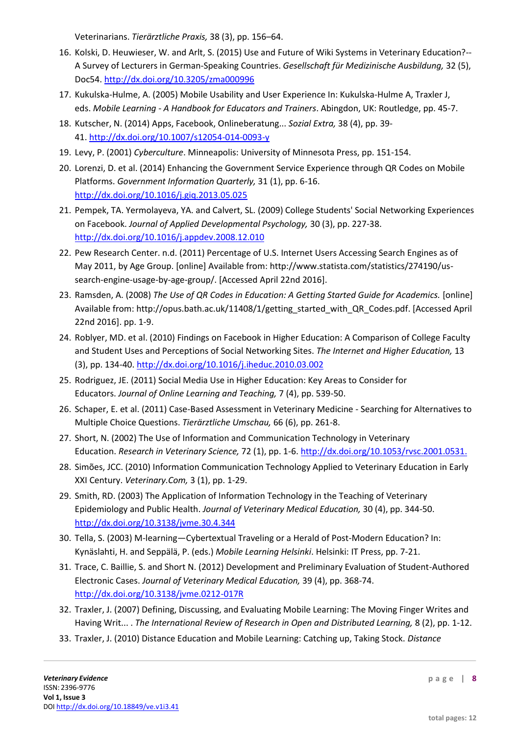Veterinarians. *Tierärztliche Praxis,* 38 (3), pp. 156–64.

16. Kolski, D. Heuwieser, W. and Arlt, S. (2015) Use and Future of Wiki Systems in Veterinary Education?--A Survey of Lecturers in German-Speaking Countries. *Gesellschaft für Medizinische Ausbildung,* 32 (5), Doc54. http://dx.doi.org/10.3205/zma000996
17. Kukulska-Hulme, A. (2005) Mobile Usability and User Experience In: Kukulska-Hulme A, Traxler J, eds. *Mobile Learning - A Handbook for Educators and Trainers*. Abingdon, UK: Routledge, pp. 45-7.
18. Kutscher, N. (2014) Apps, Facebook, Onlineberatung... *Sozial Extra,* 38 (4), pp. 39-41. http://dx.doi.org/10.1007/s12054-014-0093-y
19. Levy, P. (2001) *Cyberculture*. Minneapolis: University of Minnesota Press, pp. 151-154.
20. Lorenzi, D. et al. (2014) Enhancing the Government Service Experience through QR Codes on Mobile Platforms. *Government Information Quarterly,* 31 (1), pp. 6-16. http://dx.doi.org/10.1016/j.giq.2013.05.025
21. Pempek, TA. Yermolayeva, YA. and Calvert, SL. (2009) College Students' Social Networking Experiences on Facebook. *Journal of Applied Developmental Psychology,* 30 (3), pp. 227-38. http://dx.doi.org/10.1016/j.appdev.2008.12.010
22. Pew Research Center. n.d. (2011) Percentage of U.S. Internet Users Accessing Search Engines as of May 2011, by Age Group. [online] Available from: http://www.statista.com/statistics/274190/us-search-engine-usage-by-age-group/. [Accessed April 22nd 2016].
23. Ramsden, A. (2008) *The Use of QR Codes in Education: A Getting Started Guide for Academics.* [online] Available from: http://opus.bath.ac.uk/11408/1/getting_started_with_QR_Codes.pdf. [Accessed April 22nd 2016]. pp. 1-9.
24. Roblyer, MD. et al. (2010) Findings on Facebook in Higher Education: A Comparison of College Faculty and Student Uses and Perceptions of Social Networking Sites. *The Internet and Higher Education,* 13 (3), pp. 134-40. http://dx.doi.org/10.1016/j.iheduc.2010.03.002
25. Rodriguez, JE. (2011) Social Media Use in Higher Education: Key Areas to Consider for Educators. *Journal of Online Learning and Teaching,* 7 (4), pp. 539-50.
26. Schaper, E. et al. (2011) Case-Based Assessment in Veterinary Medicine - Searching for Alternatives to Multiple Choice Questions. *Tierärztliche Umschau,* 66 (6), pp. 261-8.
27. Short, N. (2002) The Use of Information and Communication Technology in Veterinary Education. *Research in Veterinary Science,* 72 (1), pp. 1-6. http://dx.doi.org/10.1053/rvsc.2001.0531.
28. Simões, JCC. (2010) Information Communication Technology Applied to Veterinary Education in Early XXI Century. *Veterinary.Com,* 3 (1), pp. 1-29.
29. Smith, RD. (2003) The Application of Information Technology in the Teaching of Veterinary Epidemiology and Public Health. *Journal of Veterinary Medical Education,* 30 (4), pp. 344-50. http://dx.doi.org/10.3138/jvme.30.4.344
30. Tella, S. (2003) M-learning—Cybertextual Traveling or a Herald of Post-Modern Education? In: Kynäslahti, H. and Seppälä, P. (eds.) *Mobile Learning Helsinki*. Helsinki: IT Press, pp. 7-21.
31. Trace, C. Baillie, S. and Short N. (2012) Development and Preliminary Evaluation of Student-Authored Electronic Cases. *Journal of Veterinary Medical Education,* 39 (4), pp. 368-74. http://dx.doi.org/10.3138/jvme.0212-017R
32. Traxler, J. (2007) Defining, Discussing, and Evaluating Mobile Learning: The Moving Finger Writes and Having Writ... . *The International Review of Research in Open and Distributed Learning,* 8 (2), pp. 1-12.
33. Traxler, J. (2010) Distance Education and Mobile Learning: Catching up, Taking Stock. *Distance*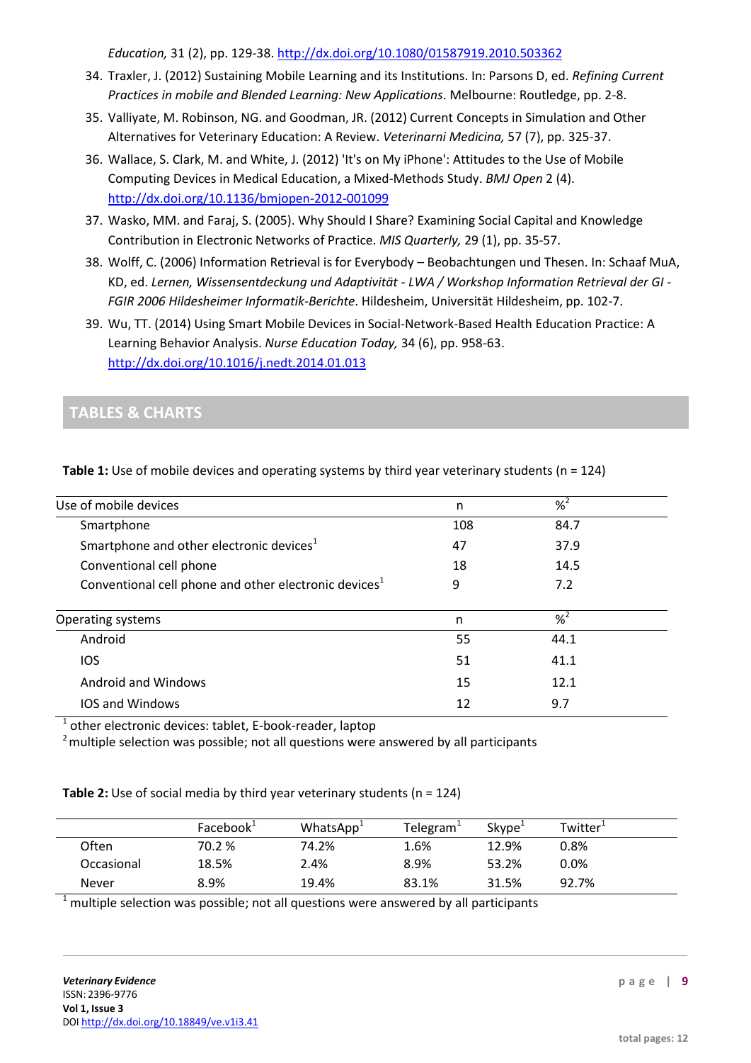*Education,* 31 (2), pp. 129-38. http://dx.doi.org/10.1080/01587919.2010.503362

34. Traxler, J. (2012) Sustaining Mobile Learning and its Institutions. In: Parsons D, ed. *Refining Current Practices in mobile and Blended Learning: New Applications*. Melbourne: Routledge, pp. 2-8.
35. Valliyate, M. Robinson, NG. and Goodman, JR. (2012) Current Concepts in Simulation and Other Alternatives for Veterinary Education: A Review. *Veterinarni Medicina,* 57 (7), pp. 325-37.
36. Wallace, S. Clark, M. and White, J. (2012) 'It's on My iPhone': Attitudes to the Use of Mobile Computing Devices in Medical Education, a Mixed-Methods Study. *BMJ Open* 2 (4). http://dx.doi.org/10.1136/bmjopen-2012-001099
37. Wasko, MM. and Faraj, S. (2005). Why Should I Share? Examining Social Capital and Knowledge Contribution in Electronic Networks of Practice. *MIS Quarterly,* 29 (1), pp. 35-57.
38. Wolff, C. (2006) Information Retrieval is for Everybody – Beobachtungen und Thesen. In: Schaaf MuA, KD, ed. *Lernen, Wissensentdeckung und Adaptivität - LWA / Workshop Information Retrieval der GI - FGIR 2006 Hildesheimer Informatik-Berichte*. Hildesheim, Universität Hildesheim, pp. 102-7.
39. Wu, TT. (2014) Using Smart Mobile Devices in Social-Network-Based Health Education Practice: A Learning Behavior Analysis. *Nurse Education Today,* 34 (6), pp. 958-63. http://dx.doi.org/10.1016/j.nedt.2014.01.013

## TABLES & CHARTS

**Table 1:** Use of mobile devices and operating systems by third year veterinary students (n = 124)

| Use of mobile devices | n | %[2] |
|---|---|---|
| Smartphone | 108 | 84.7 |
| Smartphone and other electronic devices[1] | 47 | 37.9 |
| Conventional cell phone | 18 | 14.5 |
| Conventional cell phone and other electronic devices[1] | 9 | 7.2 |
| **Operating systems** | **n** | **%[2]** |
| Android | 55 | 44.1 |
| IOS | 51 | 41.1 |
| Android and Windows | 15 | 12.1 |
| IOS and Windows | 12 | 9.7 |

[1] other electronic devices: tablet, E-book-reader, laptop
[2] multiple selection was possible; not all questions were answered by all participants

**Table 2:** Use of social media by third year veterinary students (n = 124)

| | Facebook[1] | WhatsApp[1] | Telegram[1] | Skype[1] | Twitter[1] |
|---|---|---|---|---|---|
| Often | 70.2 % | 74.2% | 1.6% | 12.9% | 0.8% |
| Occasional | 18.5% | 2.4% | 8.9% | 53.2% | 0.0% |
| Never | 8.9% | 19.4% | 83.1% | 31.5% | 92.7% |

[1] multiple selection was possible; not all questions were answered by all participants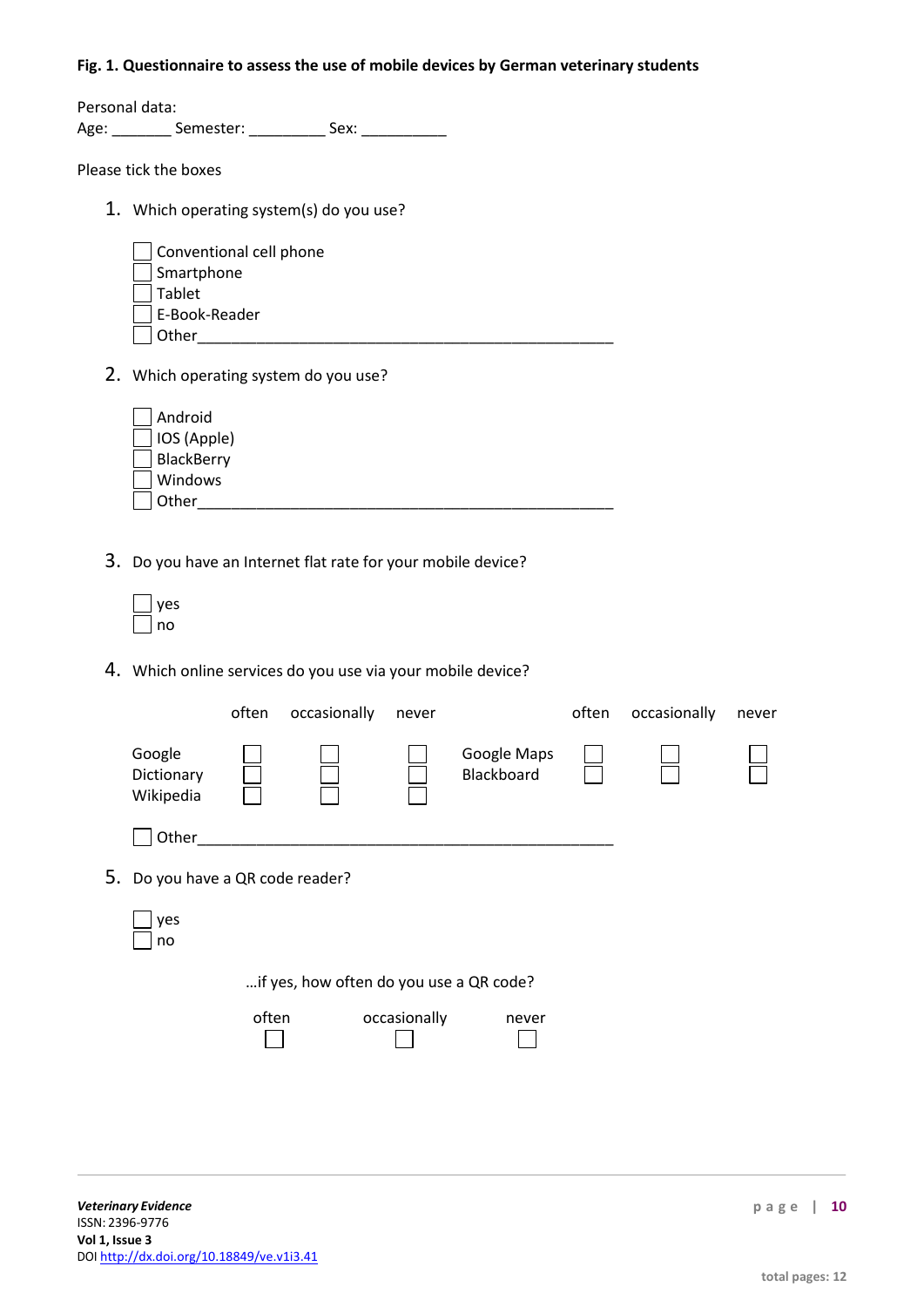**Fig. 1. Questionnaire to assess the use of mobile devices by German veterinary students**

Personal data:
Age: _______ Semester: _________ Sex: __________

Please tick the boxes

1. Which operating system(s) do you use?

   - ☐ Conventional cell phone
   - ☐ Smartphone
   - ☐ Tablet
   - ☐ E-Book-Reader
   - ☐ Other_______________________________________________

2. Which operating system do you use?

   - ☐ Android
   - ☐ IOS (Apple)
   - ☐ BlackBerry
   - ☐ Windows
   - ☐ Other_______________________________________________

3. Do you have an Internet flat rate for your mobile device?

   - ☐ yes
   - ☐ no

4. Which online services do you use via your mobile device?

| | often | occasionally | never | | often | occasionally | never |
|---|---|---|---|---|---|---|---|
| Google | ☐ | ☐ | ☐ | Google Maps | ☐ | ☐ | ☐ |
| Dictionary | ☐ | ☐ | ☐ | Blackboard | ☐ | ☐ | ☐ |
| Wikipedia | ☐ | ☐ | ☐ | | | | |

   - ☐ Other_______________________________________________

5. Do you have a QR code reader?

   - ☐ yes
   - ☐ no

   …if yes, how often do you use a QR code?

| often | occasionally | never |
|---|---|---|
| ☐ | ☐ | ☐ |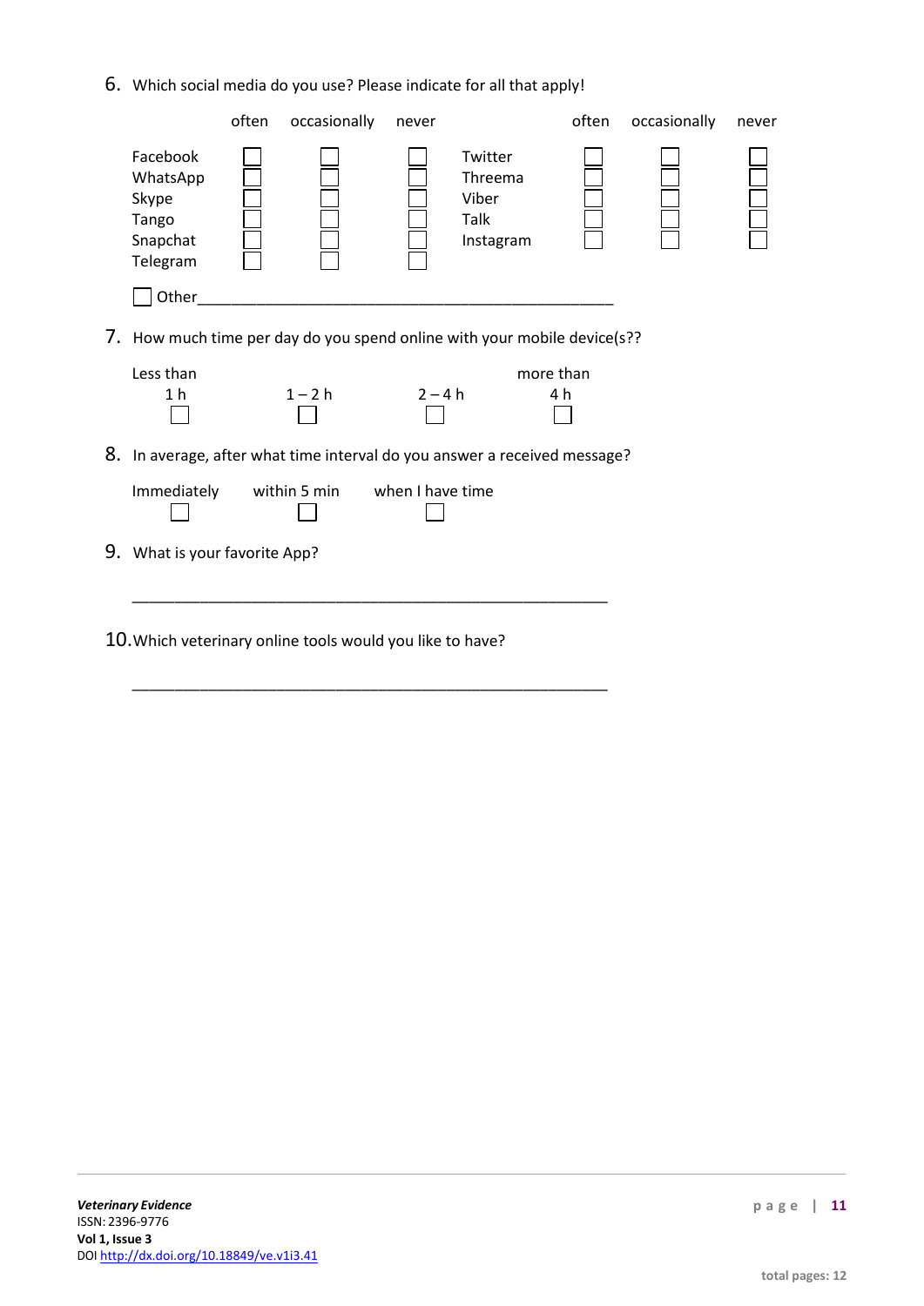6. Which social media do you use? Please indicate for all that apply!

| | often | occasionally | never | | often | occasionally | never |
|---|---|---|---|---|---|---|---|
| Facebook | ☐ | ☐ | ☐ | Twitter | ☐ | ☐ | ☐ |
| WhatsApp | ☐ | ☐ | ☐ | Threema | ☐ | ☐ | ☐ |
| Skype | ☐ | ☐ | ☐ | Viber | ☐ | ☐ | ☐ |
| Tango | ☐ | ☐ | ☐ | Talk | ☐ | ☐ | ☐ |
| Snapchat | ☐ | ☐ | ☐ | Instagram | ☐ | ☐ | ☐ |
| Telegram | ☐ | ☐ | ☐ | | | | |

☐ Other_______________________________________________

7. How much time per day do you spend online with your mobile device(s??

| Less than 1 h | 1 – 2 h | 2 – 4 h | more than 4 h |
|---|---|---|---|
| ☐ | ☐ | ☐ | ☐ |

8. In average, after what time interval do you answer a received message?

| Immediately | within 5 min | when I have time |
|---|---|---|
| ☐ | ☐ | ☐ |

9. What is your favorite App?

_______________________________________________

10. Which veterinary online tools would you like to have?

_______________________________________________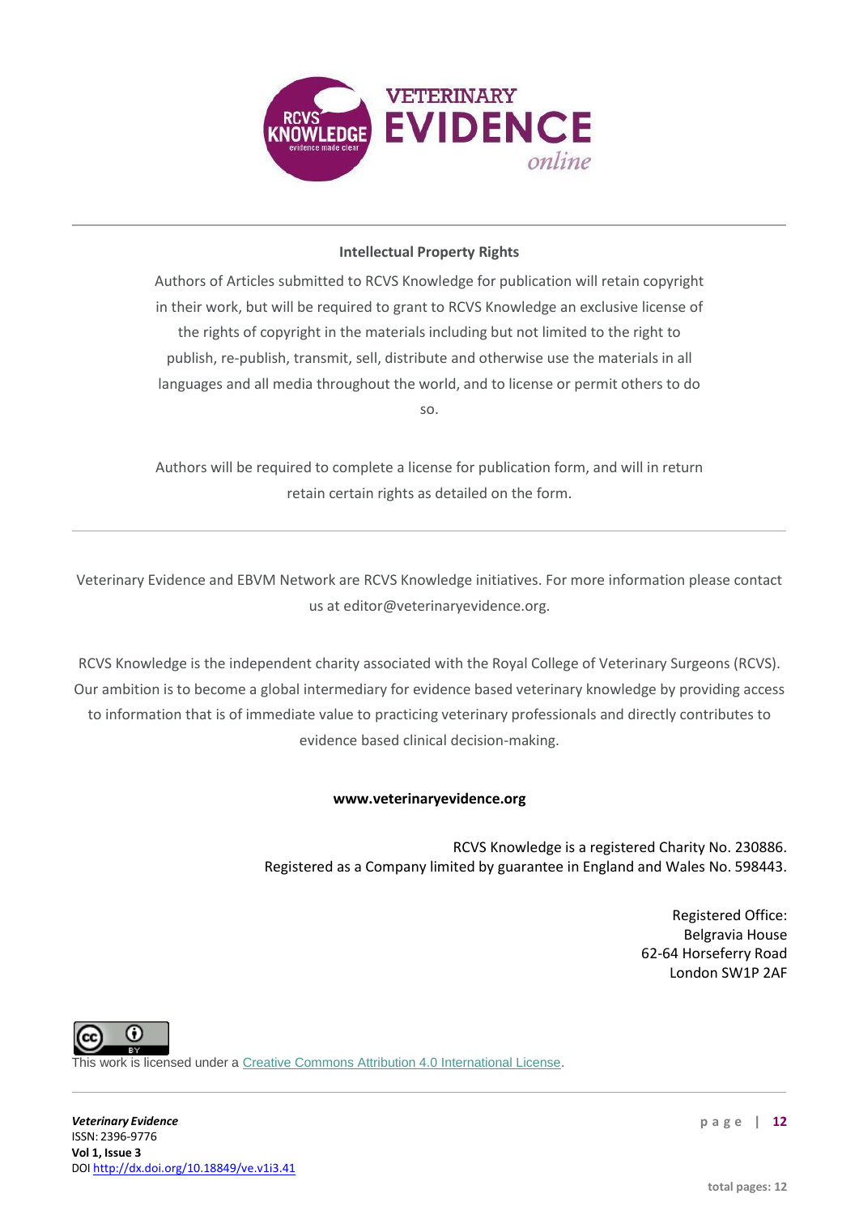**Intellectual Property Rights**

Authors of Articles submitted to RCVS Knowledge for publication will retain copyright in their work, but will be required to grant to RCVS Knowledge an exclusive license of the rights of copyright in the materials including but not limited to the right to publish, re-publish, transmit, sell, distribute and otherwise use the materials in all languages and all media throughout the world, and to license or permit others to do so.

Authors will be required to complete a license for publication form, and will in return retain certain rights as detailed on the form.

---

Veterinary Evidence and EBVM Network are RCVS Knowledge initiatives. For more information please contact us at editor@veterinaryevidence.org.

RCVS Knowledge is the independent charity associated with the Royal College of Veterinary Surgeons (RCVS). Our ambition is to become a global intermediary for evidence based veterinary knowledge by providing access to information that is of immediate value to practicing veterinary professionals and directly contributes to evidence based clinical decision-making.

**www.veterinaryevidence.org**

RCVS Knowledge is a registered Charity No. 230886.
Registered as a Company limited by guarantee in England and Wales No. 598443.

Registered Office:
Belgravia House
62-64 Horseferry Road
London SW1P 2AF

This work is licensed under a Creative Commons Attribution 4.0 International License.